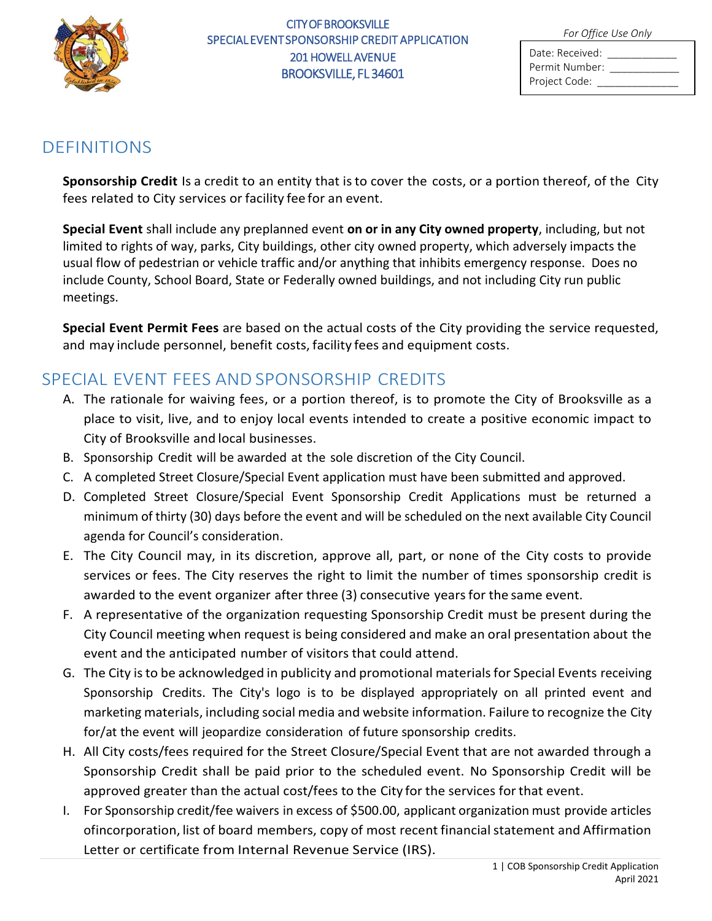CITY OF BROOKSVILLE
SPECIAL EVENT SPONSORSHIP CREDIT APPLICATION
201 HOWELL AVENUE
BROOKSVILLE, FL 34601

*For Office Use Only*

Date: Received: ___________
Permit Number: ___________
Project Code: _____________

## DEFINITIONS

**Sponsorship Credit** Is a credit to an entity that is to cover the costs, or a portion thereof, of the City fees related to City services or facility fee for an event.

**Special Event** shall include any preplanned event **on or in any City owned property**, including, but not limited to rights of way, parks, City buildings, other city owned property, which adversely impacts the usual flow of pedestrian or vehicle traffic and/or anything that inhibits emergency response. Does no include County, School Board, State or Federally owned buildings, and not including City run public meetings.

**Special Event Permit Fees** are based on the actual costs of the City providing the service requested, and may include personnel, benefit costs, facility fees and equipment costs.

## SPECIAL EVENT FEES AND SPONSORSHIP CREDITS

A. The rationale for waiving fees, or a portion thereof, is to promote the City of Brooksville as a place to visit, live, and to enjoy local events intended to create a positive economic impact to City of Brooksville and local businesses.
B. Sponsorship Credit will be awarded at the sole discretion of the City Council.
C. A completed Street Closure/Special Event application must have been submitted and approved.
D. Completed Street Closure/Special Event Sponsorship Credit Applications must be returned a minimum of thirty (30) days before the event and will be scheduled on the next available City Council agenda for Council's consideration.
E. The City Council may, in its discretion, approve all, part, or none of the City costs to provide services or fees. The City reserves the right to limit the number of times sponsorship credit is awarded to the event organizer after three (3) consecutive years for the same event.
F. A representative of the organization requesting Sponsorship Credit must be present during the City Council meeting when request is being considered and make an oral presentation about the event and the anticipated number of visitors that could attend.
G. The City is to be acknowledged in publicity and promotional materials for Special Events receiving Sponsorship Credits. The City's logo is to be displayed appropriately on all printed event and marketing materials, including social media and website information. Failure to recognize the City for/at the event will jeopardize consideration of future sponsorship credits.
H. All City costs/fees required for the Street Closure/Special Event that are not awarded through a Sponsorship Credit shall be paid prior to the scheduled event. No Sponsorship Credit will be approved greater than the actual cost/fees to the City for the services for that event.
I. For Sponsorship credit/fee waivers in excess of $500.00, applicant organization must provide articles ofincorporation, list of board members, copy of most recent financial statement and Affirmation Letter or certificate from Internal Revenue Service (IRS).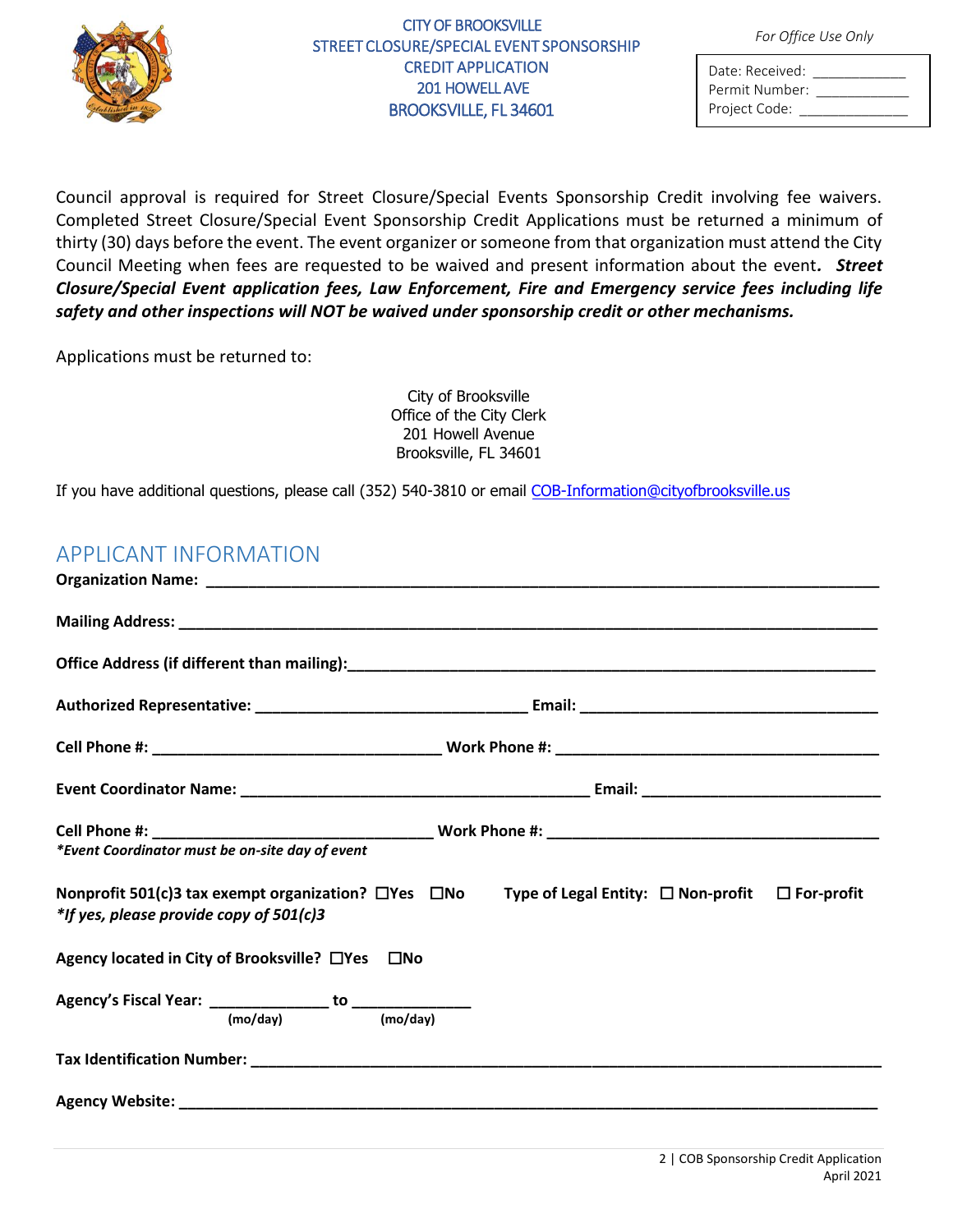CITY OF BROOKSVILLE
STREET CLOSURE/SPECIAL EVENT SPONSORSHIP
CREDIT APPLICATION
201 HOWELL AVE
BROOKSVILLE, FL 34601

*For Office Use Only*

Date: Received: ____________
Permit Number: ____________
Project Code: ______________

Council approval is required for Street Closure/Special Events Sponsorship Credit involving fee waivers. Completed Street Closure/Special Event Sponsorship Credit Applications must be returned a minimum of thirty (30) days before the event. The event organizer or someone from that organization must attend the City Council Meeting when fees are requested to be waived and present information about the event. ***Street Closure/Special Event application fees, Law Enforcement, Fire and Emergency service fees including life safety and other inspections will NOT be waived under sponsorship credit or other mechanisms.***

Applications must be returned to:

City of Brooksville
Office of the City Clerk
201 Howell Avenue
Brooksville, FL 34601

If you have additional questions, please call (352) 540-3810 or email COB-Information@cityofbrooksville.us

## APPLICANT INFORMATION

**Organization Name:** ______________________________________________________________________________

**Mailing Address:** ________________________________________________________________________________

**Office Address (if different than mailing):**____________________________________________________________

**Authorized Representative:** ______________________________ **Email:** ________________________________

**Cell Phone #:** ________________________________ **Work Phone #:** ____________________________________

**Event Coordinator Name:** _______________________________________ **Email:** __________________________

**Cell Phone #:** ______________________________ **Work Phone #:** ______________________________________
***Event Coordinator must be on-site day of event***

**Nonprofit 501(c)3 tax exempt organization?** ☐**Yes** ☐**No** **Type of Legal Entity:** ☐ **Non-profit** ☐ **For-profit**
***If yes, please provide copy of 501(c)3***

**Agency located in City of Brooksville?** ☐**Yes** ☐**No**

**Agency's Fiscal Year:** _____________ **to** _____________
**(mo/day)** **(mo/day)**

**Tax Identification Number:** _______________________________________________________________________

**Agency Website:** _________________________________________________________________________________

COB Sponsorship Credit Application
April 2021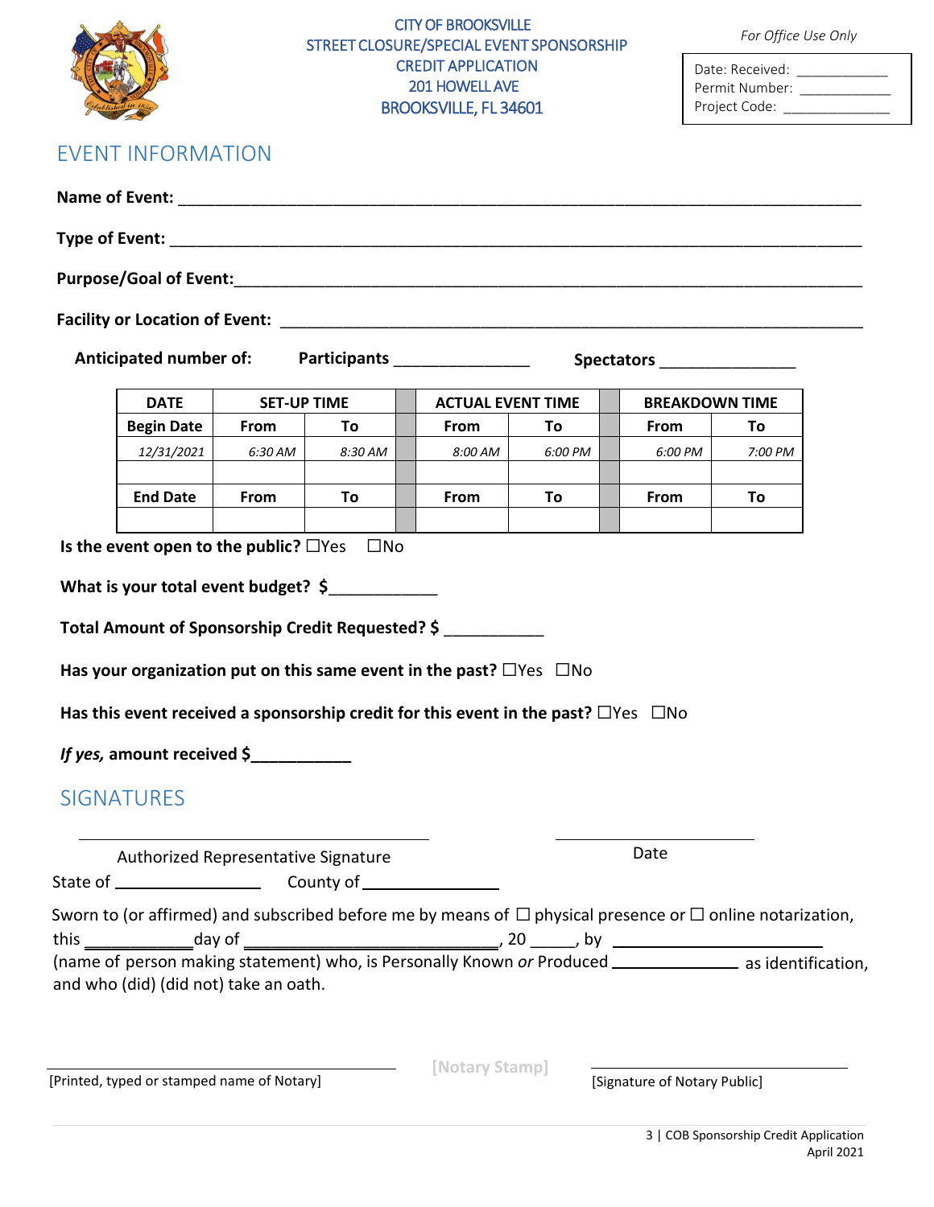CITY OF BROOKSVILLE
STREET CLOSURE/SPECIAL EVENT SPONSORSHIP
CREDIT APPLICATION
201 HOWELL AVE
BROOKSVILLE, FL 34601

*For Office Use Only*

Date: Received: ___________
Permit Number: ___________
Project Code: ___________

## EVENT INFORMATION

**Name of Event:** ___________________________________________________________________

**Type of Event:** ___________________________________________________________________

**Purpose/Goal of Event:**___________________________________________________________________

**Facility or Location of Event:** ___________________________________________________________________

**Anticipated number of:** **Participants** _______________ **Spectators** _______________

| DATE | SET-UP TIME | | | ACTUAL EVENT TIME | | | BREAKDOWN TIME | |
|---|---|---|---|---|---|---|---|---|
| **Begin Date** | **From** | **To** | | **From** | **To** | | **From** | **To** |
| *12/31/2021* | *6:30 AM* | *8:30 AM* | | *8:00 AM* | *6:00 PM* | | *6:00 PM* | *7:00 PM* |
| | | | | | | | | |
| **End Date** | **From** | **To** | | **From** | **To** | | **From** | **To** |
| | | | | | | | | |

**Is the event open to the public?** ☐Yes ☐No

**What is your total event budget? $**___________

**Total Amount of Sponsorship Credit Requested? $** ___________

**Has your organization put on this same event in the past?** ☐Yes ☐No

**Has this event received a sponsorship credit for this event in the past?** ☐Yes ☐No

***If yes,*** **amount received $**___________

## SIGNATURES

_______________________________ _______________
Authorized Representative Signature Date

State of _______________ County of _______________

Sworn to (or affirmed) and subscribed before me by means of ☐ physical presence or ☐ online notarization, this ___________day of ___________________________, 20 _____, by ______________________ (name of person making statement) who, is Personally Known *or* Produced _______________ as identification, and who (did) (did not) take an oath.

_______________________________ **[Notary Stamp]** _______________________________
[Printed, typed or stamped name of Notary] [Signature of Notary Public]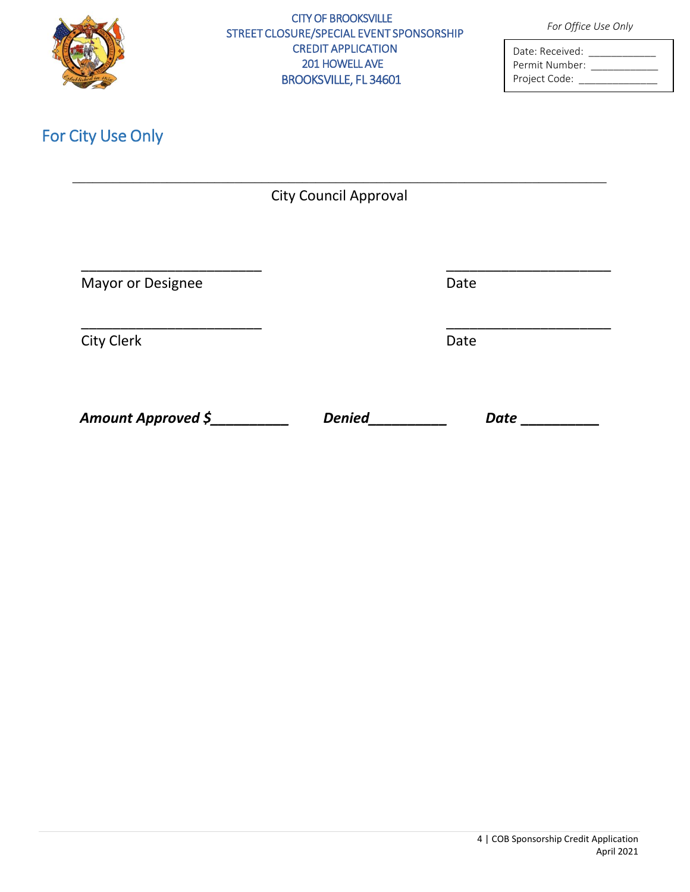CITY OF BROOKSVILLE
STREET CLOSURE/SPECIAL EVENT SPONSORSHIP
CREDIT APPLICATION
201 HOWELL AVE
BROOKSVILLE, FL 34601

*For Office Use Only*

Date: Received: ____________
Permit Number: ____________
Project Code: ______________

## For City Use Only

________________________________________________________________________________

City Council Approval

________________________ ________________________
Mayor or Designee Date

________________________ ________________________
City Clerk Date

***Amount Approved $__________*** ***Denied__________*** ***Date __________***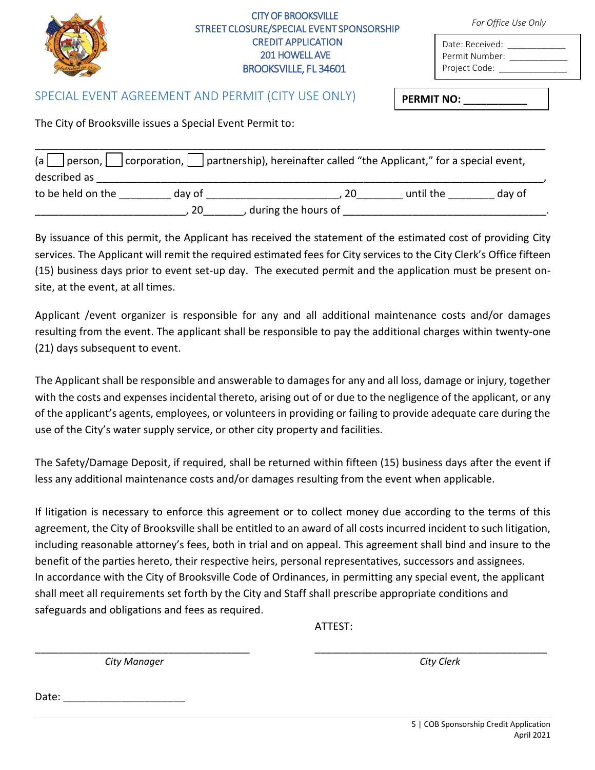CITY OF BROOKSVILLE
STREET CLOSURE/SPECIAL EVENT SPONSORSHIP
CREDIT APPLICATION
201 HOWELL AVE
BROOKSVILLE, FL 34601

*For Office Use Only*

Date: Received: ___________
Permit Number: ___________
Project Code: _____________

## SPECIAL EVENT AGREEMENT AND PERMIT (CITY USE ONLY)

**PERMIT NO: __________**

The City of Brooksville issues a Special Event Permit to:

___________________________________________________________________________

(a ☐ person, ☐ corporation, ☐ partnership), hereinafter called "the Applicant," for a special event, described as _______________________________________________________________________, to be held on the ________ day of _____________________, 20_______ until the ________ day of _________________________, 20______, during the hours of __________________________________.

By issuance of this permit, the Applicant has received the statement of the estimated cost of providing City services. The Applicant will remit the required estimated fees for City services to the City Clerk's Office fifteen (15) business days prior to event set-up day. The executed permit and the application must be present on-site, at the event, at all times.

Applicant /event organizer is responsible for any and all additional maintenance costs and/or damages resulting from the event. The applicant shall be responsible to pay the additional charges within twenty-one (21) days subsequent to event.

The Applicant shall be responsible and answerable to damages for any and all loss, damage or injury, together with the costs and expenses incidental thereto, arising out of or due to the negligence of the applicant, or any of the applicant's agents, employees, or volunteers in providing or failing to provide adequate care during the use of the City's water supply service, or other city property and facilities.

The Safety/Damage Deposit, if required, shall be returned within fifteen (15) business days after the event if less any additional maintenance costs and/or damages resulting from the event when applicable.

If litigation is necessary to enforce this agreement or to collect money due according to the terms of this agreement, the City of Brooksville shall be entitled to an award of all costs incurred incident to such litigation, including reasonable attorney's fees, both in trial and on appeal. This agreement shall bind and insure to the benefit of the parties hereto, their respective heirs, personal representatives, successors and assignees.
In accordance with the City of Brooksville Code of Ordinances, in permitting any special event, the applicant shall meet all requirements set forth by the City and Staff shall prescribe appropriate conditions and safeguards and obligations and fees as required.

ATTEST:

____________________________________
*City Manager*

____________________________________
*City Clerk*

Date: ____________________